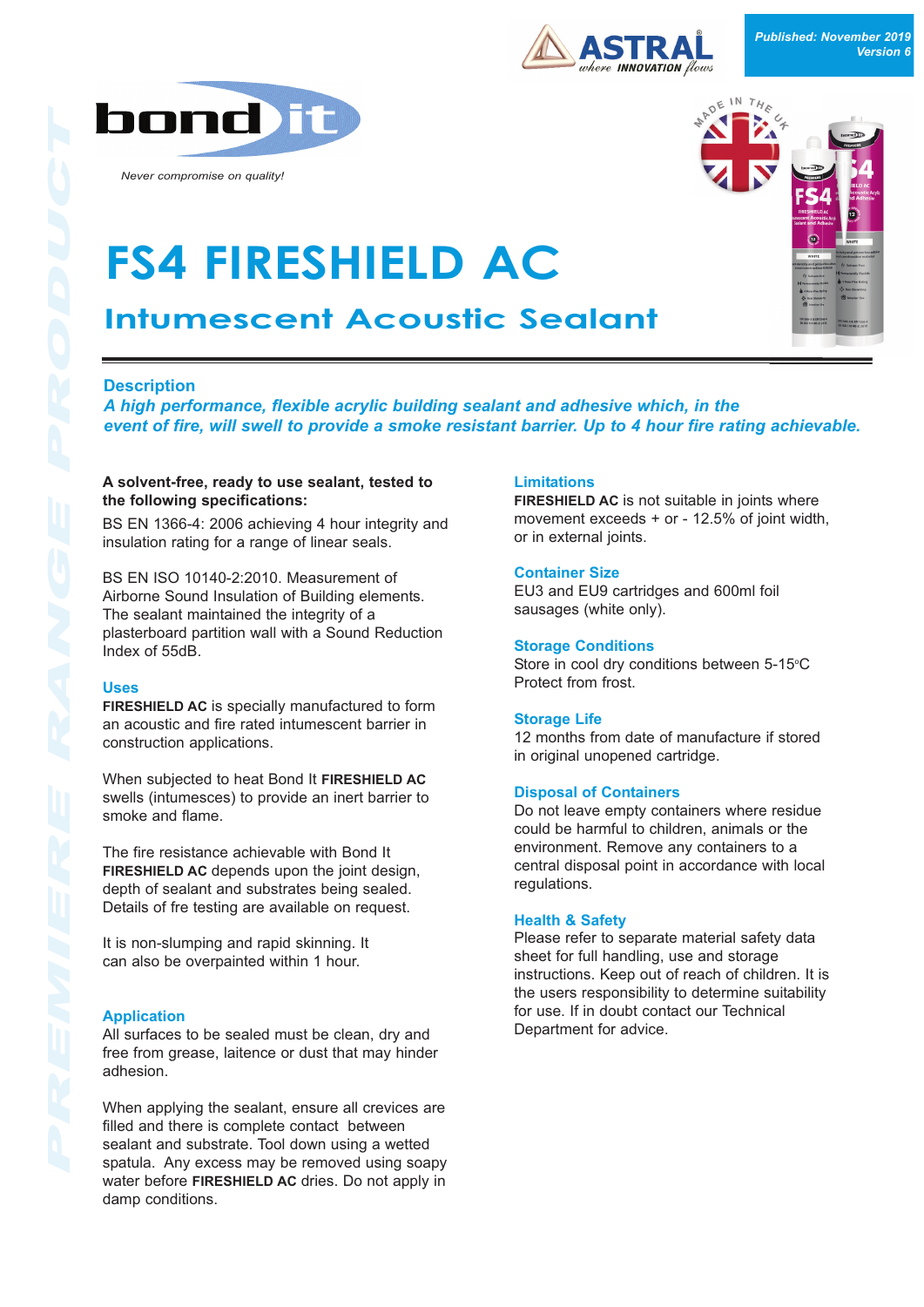Published: November 2019
Version 6

Never compromise on quality!

# FS4 FIRESHIELD AC

## Intumescent Acoustic Sealant

### Description

*A high performance, flexible acrylic building sealant and adhesive which, in the event of fire, will swell to provide a smoke resistant barrier. Up to 4 hour fire rating achievable.*

**A solvent-free, ready to use sealant, tested to the following specifications:**

BS EN 1366-4: 2006 achieving 4 hour integrity and insulation rating for a range of linear seals.

BS EN ISO 10140-2:2010. Measurement of Airborne Sound Insulation of Building elements. The sealant maintained the integrity of a plasterboard partition wall with a Sound Reduction Index of 55dB.

### Uses

**FIRESHIELD AC** is specially manufactured to form an acoustic and fire rated intumescent barrier in construction applications.

When subjected to heat Bond It **FIRESHIELD AC** swells (intumesces) to provide an inert barrier to smoke and flame.

The fire resistance achievable with Bond It **FIRESHIELD AC** depends upon the joint design, depth of sealant and substrates being sealed. Details of fre testing are available on request.

It is non-slumping and rapid skinning. It can also be overpainted within 1 hour.

### Application

All surfaces to be sealed must be clean, dry and free from grease, laitence or dust that may hinder adhesion.

When applying the sealant, ensure all crevices are filled and there is complete contact between sealant and substrate. Tool down using a wetted spatula. Any excess may be removed using soapy water before **FIRESHIELD AC** dries. Do not apply in damp conditions.

### Limitations

**FIRESHIELD AC** is not suitable in joints where movement exceeds + or - 12.5% of joint width, or in external joints.

### Container Size

EU3 and EU9 cartridges and 600ml foil sausages (white only).

### Storage Conditions

Store in cool dry conditions between 5-15°C Protect from frost.

### Storage Life

12 months from date of manufacture if stored in original unopened cartridge.

### Disposal of Containers

Do not leave empty containers where residue could be harmful to children, animals or the environment. Remove any containers to a central disposal point in accordance with local regulations.

### Health & Safety

Please refer to separate material safety data sheet for full handling, use and storage instructions. Keep out of reach of children. It is the users responsibility to determine suitability for use. If in doubt contact our Technical Department for advice.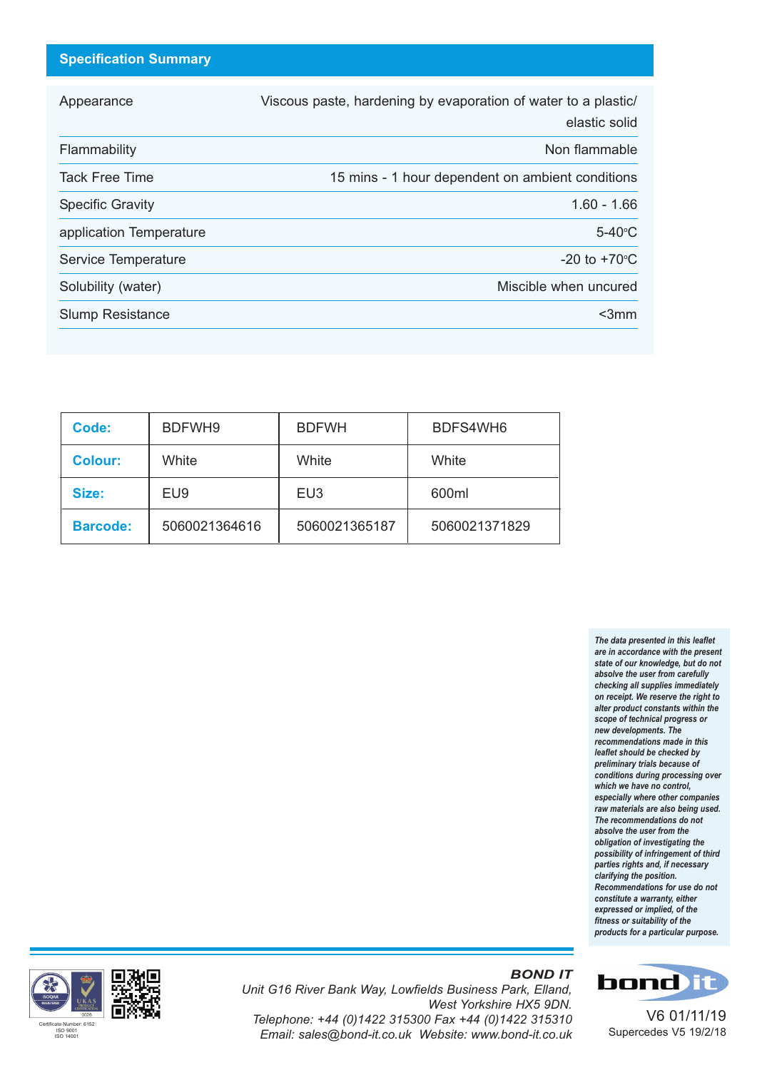## Specification Summary

| | |
|---|---|
| Appearance | Viscous paste, hardening by evaporation of water to a plastic/ elastic solid |
| Flammability | Non flammable |
| Tack Free Time | 15 mins - 1 hour dependent on ambient conditions |
| Specific Gravity | 1.60 - 1.66 |
| application Temperature | 5-40°C |
| Service Temperature | -20 to +70°C |
| Solubility (water) | Miscible when uncured |
| Slump Resistance | <3mm |

| **Code:** | BDFWH9 | BDFWH | BDFS4WH6 |
|---|---|---|---|
| **Colour:** | White | White | White |
| **Size:** | EU9 | EU3 | 600ml |
| **Barcode:** | 5060021364616 | 5060021365187 | 5060021371829 |

***The data presented in this leaflet are in accordance with the present state of our knowledge, but do not absolve the user from carefully checking all supplies immediately on receipt. We reserve the right to alter product constants within the scope of technical progress or new developments. The recommendations made in this leaflet should be checked by preliminary trials because of conditions during processing over which we have no control, especially where other companies raw materials are also being used. The recommendations do not absolve the user from the obligation of investigating the possibility of infringement of third parties rights and, if necessary clarifying the position. Recommendations for use do not constitute a warranty, either expressed or implied, of the fitness or suitability of the products for a particular purpose.***

Certificate Number: 6152
ISO 9001
ISO 14001

***BOND IT***
*Unit G16 River Bank Way, Lowfields Business Park, Elland, West Yorkshire HX5 9DN.*
*Telephone: +44 (0)1422 315300 Fax +44 (0)1422 315310*
*Email: sales@bond-it.co.uk Website: www.bond-it.co.uk*

bond it

V6 01/11/19
Supercedes V5 19/2/18